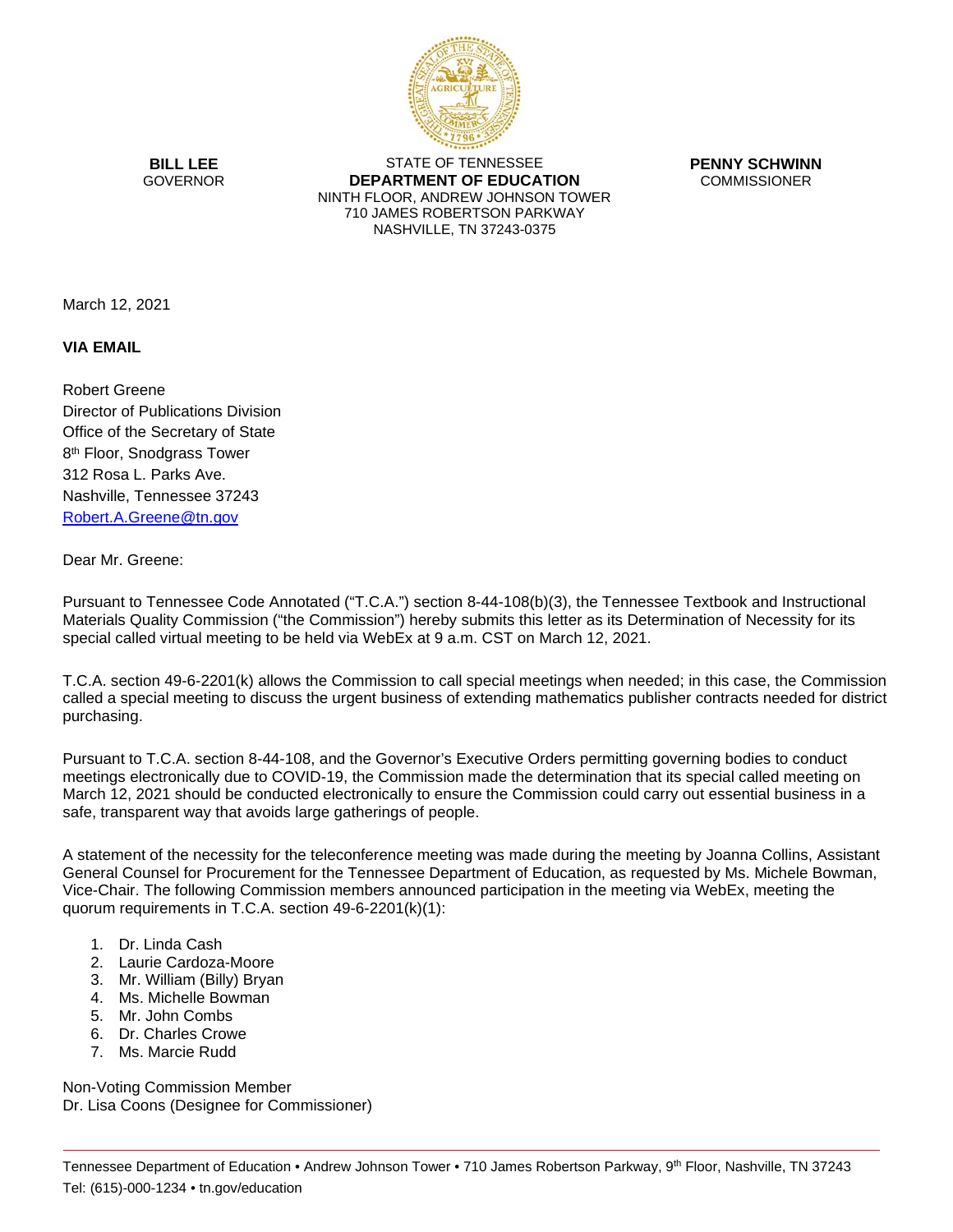**BILL LEE**
GOVERNOR

STATE OF TENNESSEE
**DEPARTMENT OF EDUCATION**
NINTH FLOOR, ANDREW JOHNSON TOWER
710 JAMES ROBERTSON PARKWAY
NASHVILLE, TN 37243-0375

**PENNY SCHWINN**
COMMISSIONER

March 12, 2021

**VIA EMAIL**

Robert Greene
Director of Publications Division
Office of the Secretary of State
8th Floor, Snodgrass Tower
312 Rosa L. Parks Ave.
Nashville, Tennessee 37243
Robert.A.Greene@tn.gov

Dear Mr. Greene:

Pursuant to Tennessee Code Annotated ("T.C.A.") section 8-44-108(b)(3), the Tennessee Textbook and Instructional Materials Quality Commission ("the Commission") hereby submits this letter as its Determination of Necessity for its special called virtual meeting to be held via WebEx at 9 a.m. CST on March 12, 2021.

T.C.A. section 49-6-2201(k) allows the Commission to call special meetings when needed; in this case, the Commission called a special meeting to discuss the urgent business of extending mathematics publisher contracts needed for district purchasing.

Pursuant to T.C.A. section 8-44-108, and the Governor's Executive Orders permitting governing bodies to conduct meetings electronically due to COVID-19, the Commission made the determination that its special called meeting on March 12, 2021 should be conducted electronically to ensure the Commission could carry out essential business in a safe, transparent way that avoids large gatherings of people.

A statement of the necessity for the teleconference meeting was made during the meeting by Joanna Collins, Assistant General Counsel for Procurement for the Tennessee Department of Education, as requested by Ms. Michele Bowman, Vice-Chair. The following Commission members announced participation in the meeting via WebEx, meeting the quorum requirements in T.C.A. section 49-6-2201(k)(1):

1. Dr. Linda Cash
2. Laurie Cardoza-Moore
3. Mr. William (Billy) Bryan
4. Ms. Michelle Bowman
5. Mr. John Combs
6. Dr. Charles Crowe
7. Ms. Marcie Rudd

Non-Voting Commission Member
Dr. Lisa Coons (Designee for Commissioner)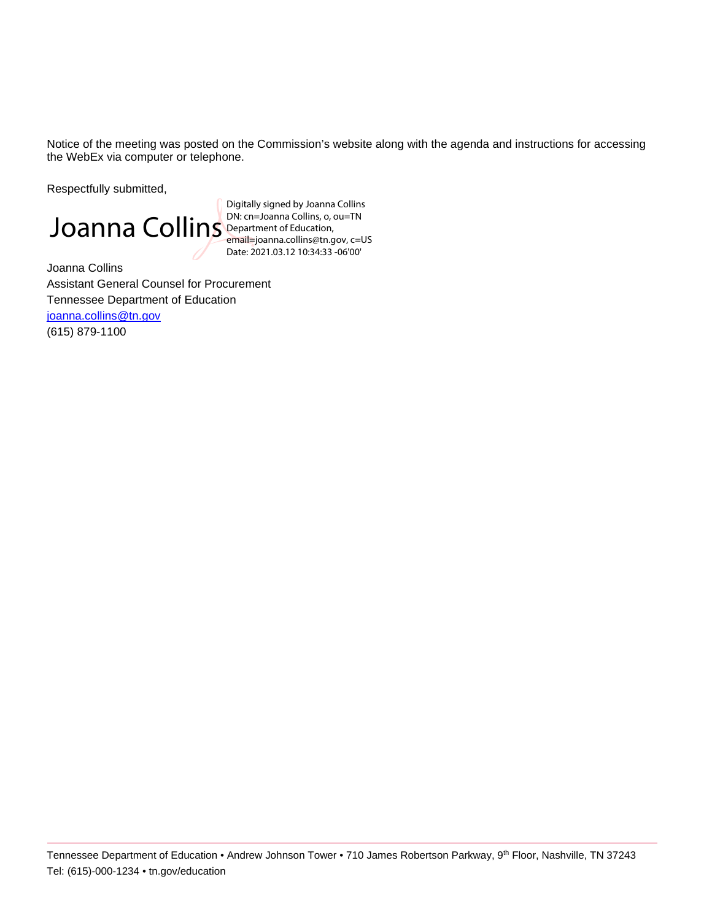Notice of the meeting was posted on the Commission's website along with the agenda and instructions for accessing the WebEx via computer or telephone.

Respectfully submitted,

Joanna Collins

Digitally signed by Joanna Collins
DN: cn=Joanna Collins, o, ou=TN Department of Education, email=joanna.collins@tn.gov, c=US
Date: 2021.03.12 10:34:33 -06'00'

Joanna Collins
Assistant General Counsel for Procurement
Tennessee Department of Education
joanna.collins@tn.gov
(615) 879-1100

Tennessee Department of Education • Andrew Johnson Tower • 710 James Robertson Parkway, 9th Floor, Nashville, TN 37243
Tel: (615)-000-1234 • tn.gov/education